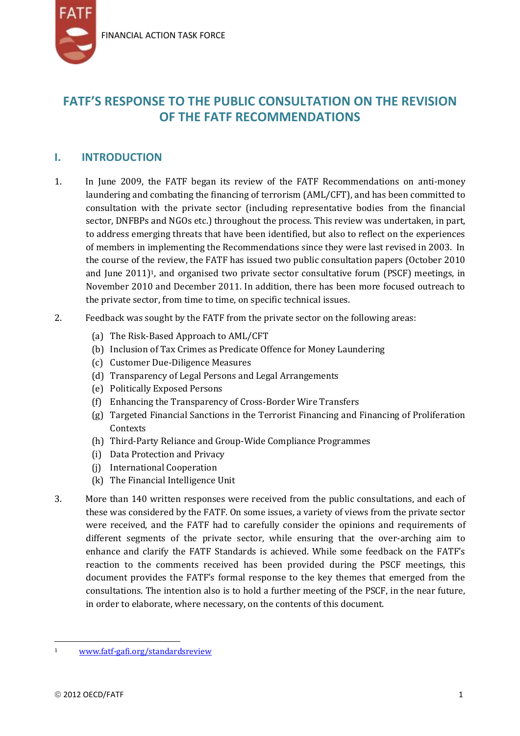FINANCIAL ACTION TASK FORCE

# FATF'S RESPONSE TO THE PUBLIC CONSULTATION ON THE REVISION OF THE FATF RECOMMENDATIONS

## I. INTRODUCTION

1. In June 2009, the FATF began its review of the FATF Recommendations on anti-money laundering and combating the financing of terrorism (AML/CFT), and has been committed to consultation with the private sector (including representative bodies from the financial sector, DNFBPs and NGOs etc.) throughout the process. This review was undertaken, in part, to address emerging threats that have been identified, but also to reflect on the experiences of members in implementing the Recommendations since they were last revised in 2003. In the course of the review, the FATF has issued two public consultation papers (October 2010 and June 2011)[1], and organised two private sector consultative forum (PSCF) meetings, in November 2010 and December 2011. In addition, there has been more focused outreach to the private sector, from time to time, on specific technical issues.

2. Feedback was sought by the FATF from the private sector on the following areas:

   (a) The Risk-Based Approach to AML/CFT
   (b) Inclusion of Tax Crimes as Predicate Offence for Money Laundering
   (c) Customer Due-Diligence Measures
   (d) Transparency of Legal Persons and Legal Arrangements
   (e) Politically Exposed Persons
   (f) Enhancing the Transparency of Cross-Border Wire Transfers
   (g) Targeted Financial Sanctions in the Terrorist Financing and Financing of Proliferation Contexts
   (h) Third-Party Reliance and Group-Wide Compliance Programmes
   (i) Data Protection and Privacy
   (j) International Cooperation
   (k) The Financial Intelligence Unit

3. More than 140 written responses were received from the public consultations, and each of these was considered by the FATF. On some issues, a variety of views from the private sector were received, and the FATF had to carefully consider the opinions and requirements of different segments of the private sector, while ensuring that the over-arching aim to enhance and clarify the FATF Standards is achieved. While some feedback on the FATF's reaction to the comments received has been provided during the PSCF meetings, this document provides the FATF's formal response to the key themes that emerged from the consultations. The intention also is to hold a further meeting of the PSCF, in the near future, in order to elaborate, where necessary, on the contents of this document.

[1] www.fatf-gafi.org/standardsreview

© 2012 OECD/FATF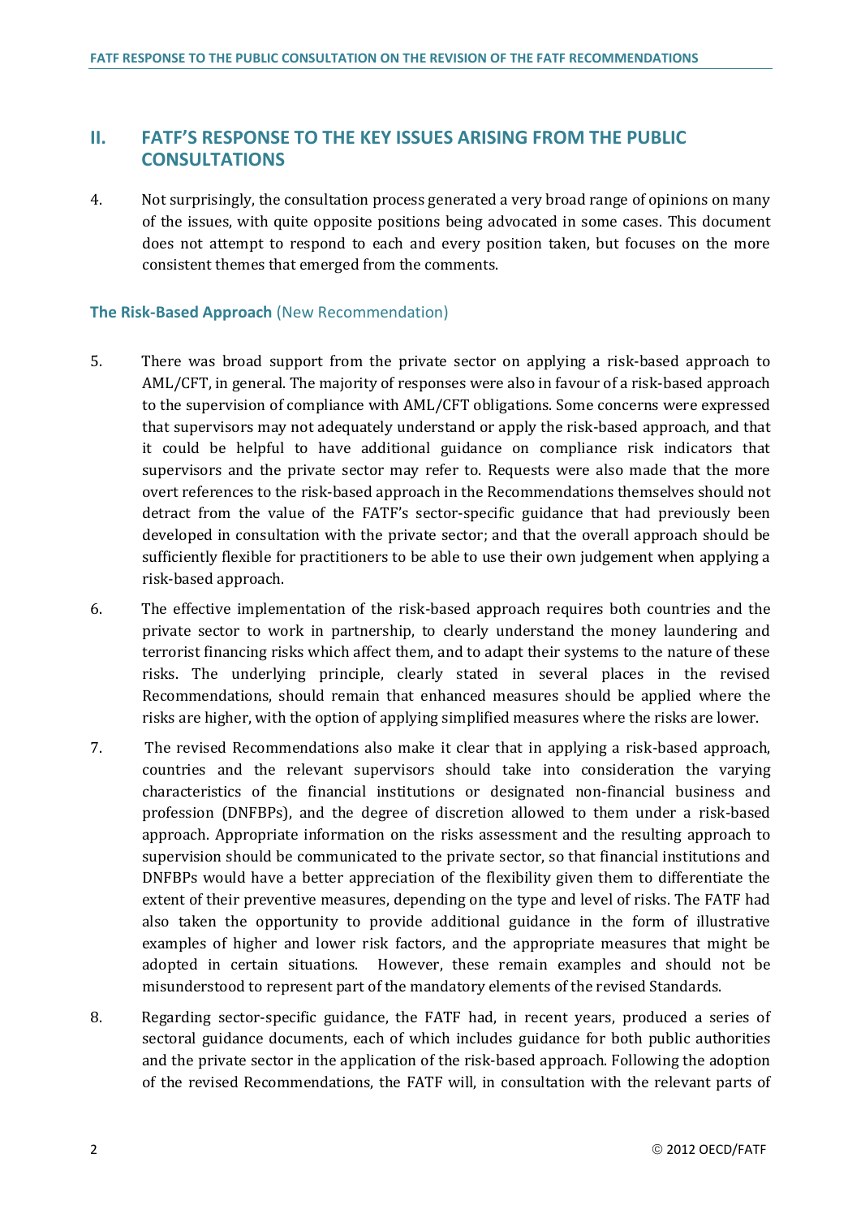## II. FATF'S RESPONSE TO THE KEY ISSUES ARISING FROM THE PUBLIC CONSULTATIONS

4. Not surprisingly, the consultation process generated a very broad range of opinions on many of the issues, with quite opposite positions being advocated in some cases. This document does not attempt to respond to each and every position taken, but focuses on the more consistent themes that emerged from the comments.

### The Risk-Based Approach (New Recommendation)

5. There was broad support from the private sector on applying a risk-based approach to AML/CFT, in general. The majority of responses were also in favour of a risk-based approach to the supervision of compliance with AML/CFT obligations. Some concerns were expressed that supervisors may not adequately understand or apply the risk-based approach, and that it could be helpful to have additional guidance on compliance risk indicators that supervisors and the private sector may refer to. Requests were also made that the more overt references to the risk-based approach in the Recommendations themselves should not detract from the value of the FATF's sector-specific guidance that had previously been developed in consultation with the private sector; and that the overall approach should be sufficiently flexible for practitioners to be able to use their own judgement when applying a risk-based approach.

6. The effective implementation of the risk-based approach requires both countries and the private sector to work in partnership, to clearly understand the money laundering and terrorist financing risks which affect them, and to adapt their systems to the nature of these risks. The underlying principle, clearly stated in several places in the revised Recommendations, should remain that enhanced measures should be applied where the risks are higher, with the option of applying simplified measures where the risks are lower.

7. The revised Recommendations also make it clear that in applying a risk-based approach, countries and the relevant supervisors should take into consideration the varying characteristics of the financial institutions or designated non-financial business and profession (DNFBPs), and the degree of discretion allowed to them under a risk-based approach. Appropriate information on the risks assessment and the resulting approach to supervision should be communicated to the private sector, so that financial institutions and DNFBPs would have a better appreciation of the flexibility given them to differentiate the extent of their preventive measures, depending on the type and level of risks. The FATF had also taken the opportunity to provide additional guidance in the form of illustrative examples of higher and lower risk factors, and the appropriate measures that might be adopted in certain situations. However, these remain examples and should not be misunderstood to represent part of the mandatory elements of the revised Standards.

8. Regarding sector-specific guidance, the FATF had, in recent years, produced a series of sectoral guidance documents, each of which includes guidance for both public authorities and the private sector in the application of the risk-based approach. Following the adoption of the revised Recommendations, the FATF will, in consultation with the relevant parts of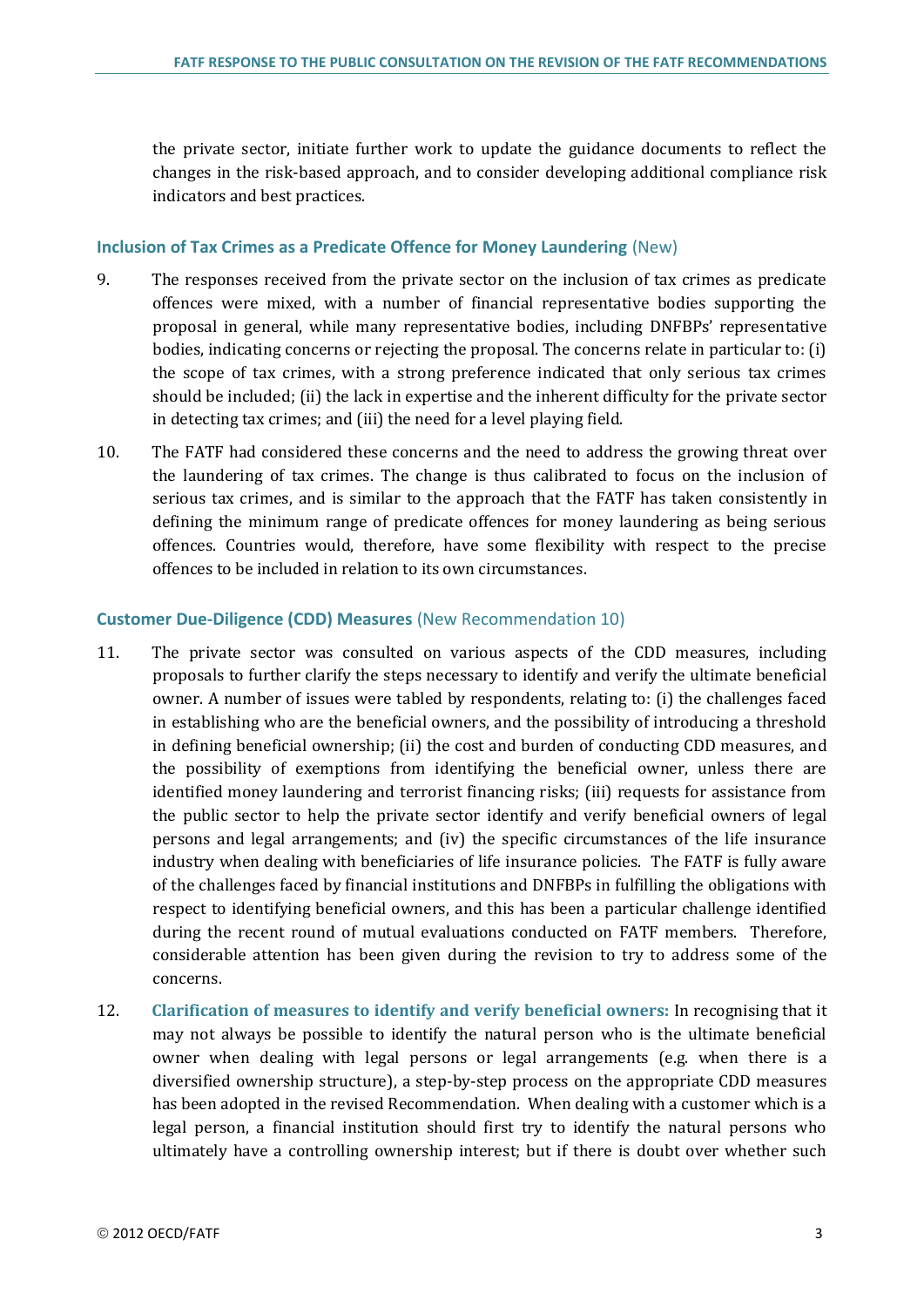the private sector, initiate further work to update the guidance documents to reflect the changes in the risk-based approach, and to consider developing additional compliance risk indicators and best practices.

### Inclusion of Tax Crimes as a Predicate Offence for Money Laundering (New)

9. The responses received from the private sector on the inclusion of tax crimes as predicate offences were mixed, with a number of financial representative bodies supporting the proposal in general, while many representative bodies, including DNFBPs' representative bodies, indicating concerns or rejecting the proposal. The concerns relate in particular to: (i) the scope of tax crimes, with a strong preference indicated that only serious tax crimes should be included; (ii) the lack in expertise and the inherent difficulty for the private sector in detecting tax crimes; and (iii) the need for a level playing field.

10. The FATF had considered these concerns and the need to address the growing threat over the laundering of tax crimes. The change is thus calibrated to focus on the inclusion of serious tax crimes, and is similar to the approach that the FATF has taken consistently in defining the minimum range of predicate offences for money laundering as being serious offences. Countries would, therefore, have some flexibility with respect to the precise offences to be included in relation to its own circumstances.

### Customer Due-Diligence (CDD) Measures (New Recommendation 10)

11. The private sector was consulted on various aspects of the CDD measures, including proposals to further clarify the steps necessary to identify and verify the ultimate beneficial owner. A number of issues were tabled by respondents, relating to: (i) the challenges faced in establishing who are the beneficial owners, and the possibility of introducing a threshold in defining beneficial ownership; (ii) the cost and burden of conducting CDD measures, and the possibility of exemptions from identifying the beneficial owner, unless there are identified money laundering and terrorist financing risks; (iii) requests for assistance from the public sector to help the private sector identify and verify beneficial owners of legal persons and legal arrangements; and (iv) the specific circumstances of the life insurance industry when dealing with beneficiaries of life insurance policies. The FATF is fully aware of the challenges faced by financial institutions and DNFBPs in fulfilling the obligations with respect to identifying beneficial owners, and this has been a particular challenge identified during the recent round of mutual evaluations conducted on FATF members. Therefore, considerable attention has been given during the revision to try to address some of the concerns.

12. **Clarification of measures to identify and verify beneficial owners:** In recognising that it may not always be possible to identify the natural person who is the ultimate beneficial owner when dealing with legal persons or legal arrangements (e.g. when there is a diversified ownership structure), a step-by-step process on the appropriate CDD measures has been adopted in the revised Recommendation. When dealing with a customer which is a legal person, a financial institution should first try to identify the natural persons who ultimately have a controlling ownership interest; but if there is doubt over whether such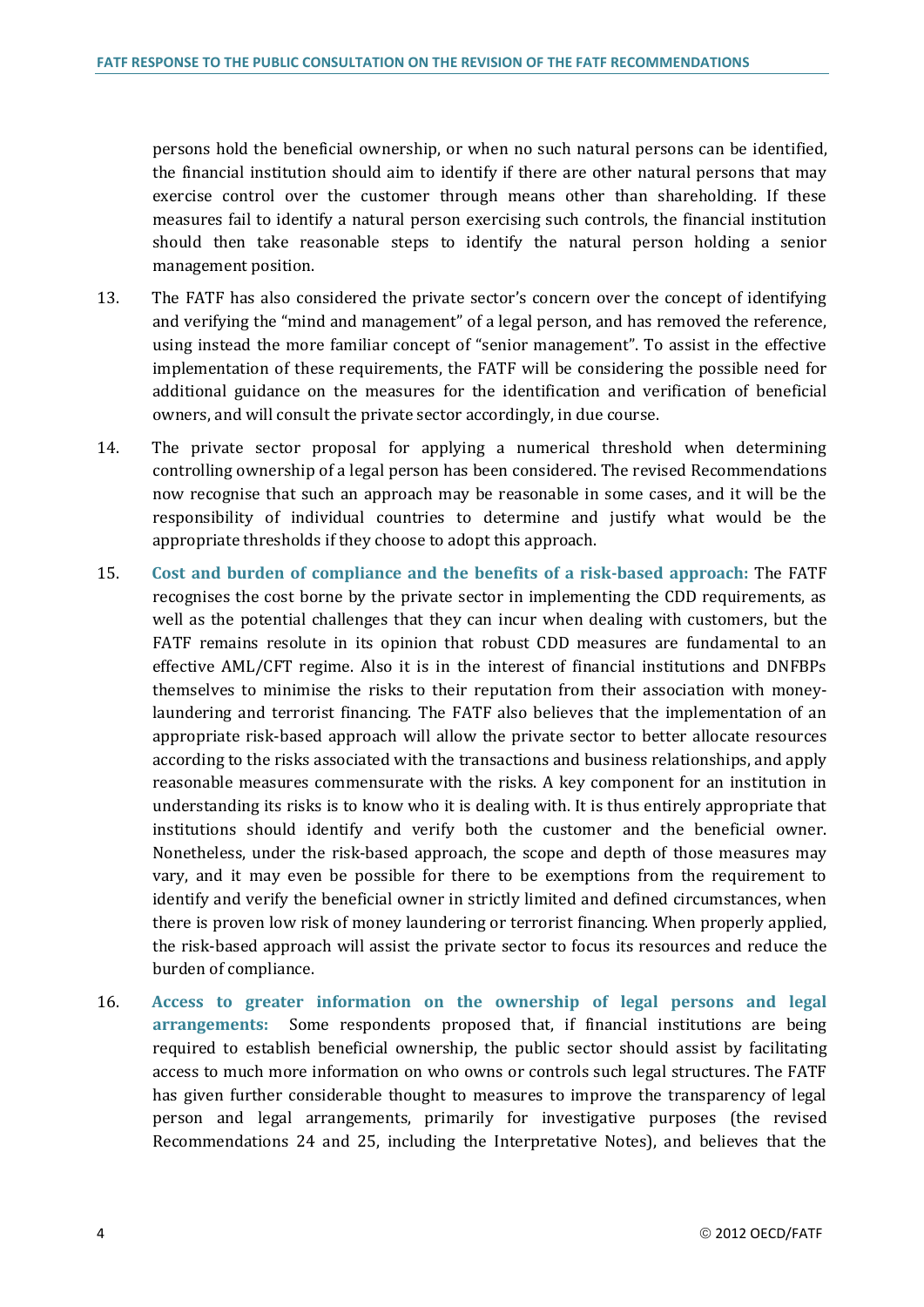persons hold the beneficial ownership, or when no such natural persons can be identified, the financial institution should aim to identify if there are other natural persons that may exercise control over the customer through means other than shareholding. If these measures fail to identify a natural person exercising such controls, the financial institution should then take reasonable steps to identify the natural person holding a senior management position.

13. The FATF has also considered the private sector's concern over the concept of identifying and verifying the "mind and management" of a legal person, and has removed the reference, using instead the more familiar concept of "senior management". To assist in the effective implementation of these requirements, the FATF will be considering the possible need for additional guidance on the measures for the identification and verification of beneficial owners, and will consult the private sector accordingly, in due course.

14. The private sector proposal for applying a numerical threshold when determining controlling ownership of a legal person has been considered. The revised Recommendations now recognise that such an approach may be reasonable in some cases, and it will be the responsibility of individual countries to determine and justify what would be the appropriate thresholds if they choose to adopt this approach.

15. **Cost and burden of compliance and the benefits of a risk-based approach:** The FATF recognises the cost borne by the private sector in implementing the CDD requirements, as well as the potential challenges that they can incur when dealing with customers, but the FATF remains resolute in its opinion that robust CDD measures are fundamental to an effective AML/CFT regime. Also it is in the interest of financial institutions and DNFBPs themselves to minimise the risks to their reputation from their association with money-laundering and terrorist financing. The FATF also believes that the implementation of an appropriate risk-based approach will allow the private sector to better allocate resources according to the risks associated with the transactions and business relationships, and apply reasonable measures commensurate with the risks. A key component for an institution in understanding its risks is to know who it is dealing with. It is thus entirely appropriate that institutions should identify and verify both the customer and the beneficial owner. Nonetheless, under the risk-based approach, the scope and depth of those measures may vary, and it may even be possible for there to be exemptions from the requirement to identify and verify the beneficial owner in strictly limited and defined circumstances, when there is proven low risk of money laundering or terrorist financing. When properly applied, the risk-based approach will assist the private sector to focus its resources and reduce the burden of compliance.

16. **Access to greater information on the ownership of legal persons and legal arrangements:** Some respondents proposed that, if financial institutions are being required to establish beneficial ownership, the public sector should assist by facilitating access to much more information on who owns or controls such legal structures. The FATF has given further considerable thought to measures to improve the transparency of legal person and legal arrangements, primarily for investigative purposes (the revised Recommendations 24 and 25, including the Interpretative Notes), and believes that the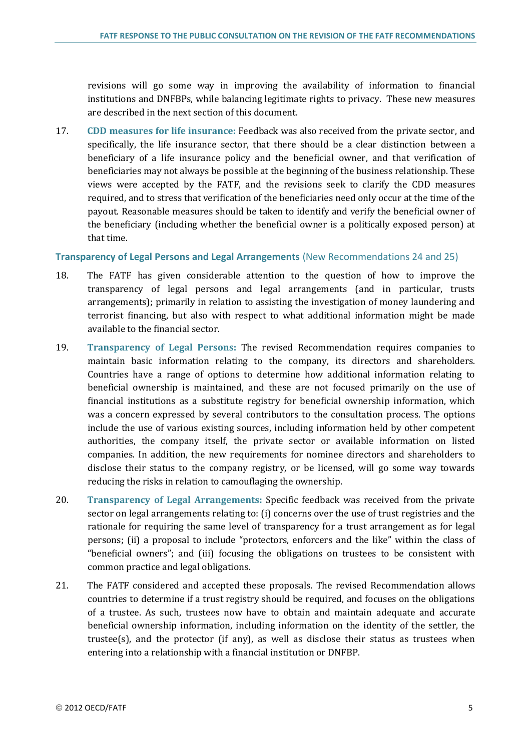revisions will go some way in improving the availability of information to financial institutions and DNFBPs, while balancing legitimate rights to privacy. These new measures are described in the next section of this document.

17. **CDD measures for life insurance:** Feedback was also received from the private sector, and specifically, the life insurance sector, that there should be a clear distinction between a beneficiary of a life insurance policy and the beneficial owner, and that verification of beneficiaries may not always be possible at the beginning of the business relationship. These views were accepted by the FATF, and the revisions seek to clarify the CDD measures required, and to stress that verification of the beneficiaries need only occur at the time of the payout. Reasonable measures should be taken to identify and verify the beneficial owner of the beneficiary (including whether the beneficial owner is a politically exposed person) at that time.

### Transparency of Legal Persons and Legal Arrangements (New Recommendations 24 and 25)

18. The FATF has given considerable attention to the question of how to improve the transparency of legal persons and legal arrangements (and in particular, trusts arrangements); primarily in relation to assisting the investigation of money laundering and terrorist financing, but also with respect to what additional information might be made available to the financial sector.

19. **Transparency of Legal Persons:** The revised Recommendation requires companies to maintain basic information relating to the company, its directors and shareholders. Countries have a range of options to determine how additional information relating to beneficial ownership is maintained, and these are not focused primarily on the use of financial institutions as a substitute registry for beneficial ownership information, which was a concern expressed by several contributors to the consultation process. The options include the use of various existing sources, including information held by other competent authorities, the company itself, the private sector or available information on listed companies. In addition, the new requirements for nominee directors and shareholders to disclose their status to the company registry, or be licensed, will go some way towards reducing the risks in relation to camouflaging the ownership.

20. **Transparency of Legal Arrangements:** Specific feedback was received from the private sector on legal arrangements relating to: (i) concerns over the use of trust registries and the rationale for requiring the same level of transparency for a trust arrangement as for legal persons; (ii) a proposal to include "protectors, enforcers and the like" within the class of "beneficial owners"; and (iii) focusing the obligations on trustees to be consistent with common practice and legal obligations.

21. The FATF considered and accepted these proposals. The revised Recommendation allows countries to determine if a trust registry should be required, and focuses on the obligations of a trustee. As such, trustees now have to obtain and maintain adequate and accurate beneficial ownership information, including information on the identity of the settler, the trustee(s), and the protector (if any), as well as disclose their status as trustees when entering into a relationship with a financial institution or DNFBP.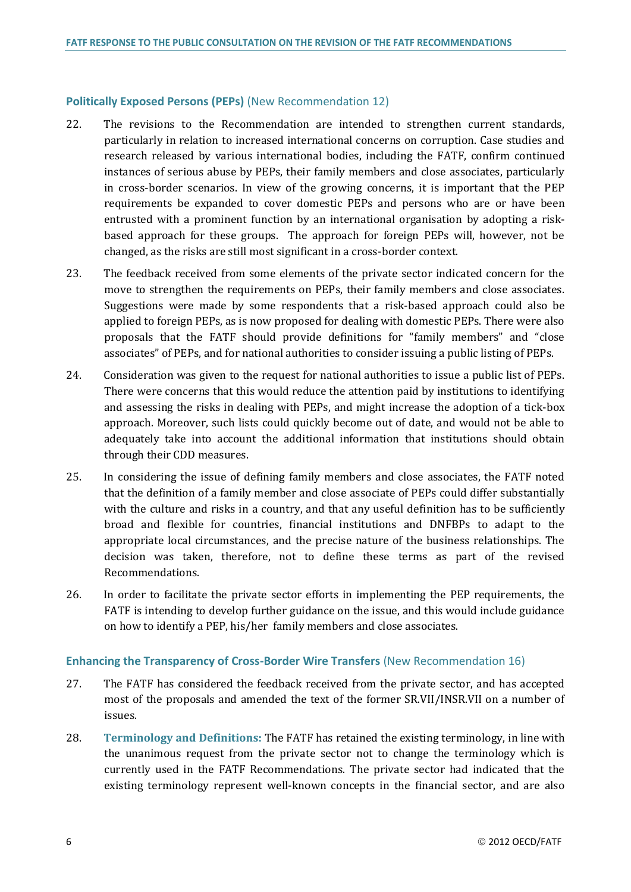### **Politically Exposed Persons (PEPs)** (New Recommendation 12)

22. The revisions to the Recommendation are intended to strengthen current standards, particularly in relation to increased international concerns on corruption. Case studies and research released by various international bodies, including the FATF, confirm continued instances of serious abuse by PEPs, their family members and close associates, particularly in cross-border scenarios. In view of the growing concerns, it is important that the PEP requirements be expanded to cover domestic PEPs and persons who are or have been entrusted with a prominent function by an international organisation by adopting a risk-based approach for these groups. The approach for foreign PEPs will, however, not be changed, as the risks are still most significant in a cross-border context.

23. The feedback received from some elements of the private sector indicated concern for the move to strengthen the requirements on PEPs, their family members and close associates. Suggestions were made by some respondents that a risk-based approach could also be applied to foreign PEPs, as is now proposed for dealing with domestic PEPs. There were also proposals that the FATF should provide definitions for "family members" and "close associates" of PEPs, and for national authorities to consider issuing a public listing of PEPs.

24. Consideration was given to the request for national authorities to issue a public list of PEPs. There were concerns that this would reduce the attention paid by institutions to identifying and assessing the risks in dealing with PEPs, and might increase the adoption of a tick-box approach. Moreover, such lists could quickly become out of date, and would not be able to adequately take into account the additional information that institutions should obtain through their CDD measures.

25. In considering the issue of defining family members and close associates, the FATF noted that the definition of a family member and close associate of PEPs could differ substantially with the culture and risks in a country, and that any useful definition has to be sufficiently broad and flexible for countries, financial institutions and DNFBPs to adapt to the appropriate local circumstances, and the precise nature of the business relationships. The decision was taken, therefore, not to define these terms as part of the revised Recommendations.

26. In order to facilitate the private sector efforts in implementing the PEP requirements, the FATF is intending to develop further guidance on the issue, and this would include guidance on how to identify a PEP, his/her family members and close associates.

### **Enhancing the Transparency of Cross-Border Wire Transfers** (New Recommendation 16)

27. The FATF has considered the feedback received from the private sector, and has accepted most of the proposals and amended the text of the former SR.VII/INSR.VII on a number of issues.

28. **Terminology and Definitions:** The FATF has retained the existing terminology, in line with the unanimous request from the private sector not to change the terminology which is currently used in the FATF Recommendations. The private sector had indicated that the existing terminology represent well-known concepts in the financial sector, and are also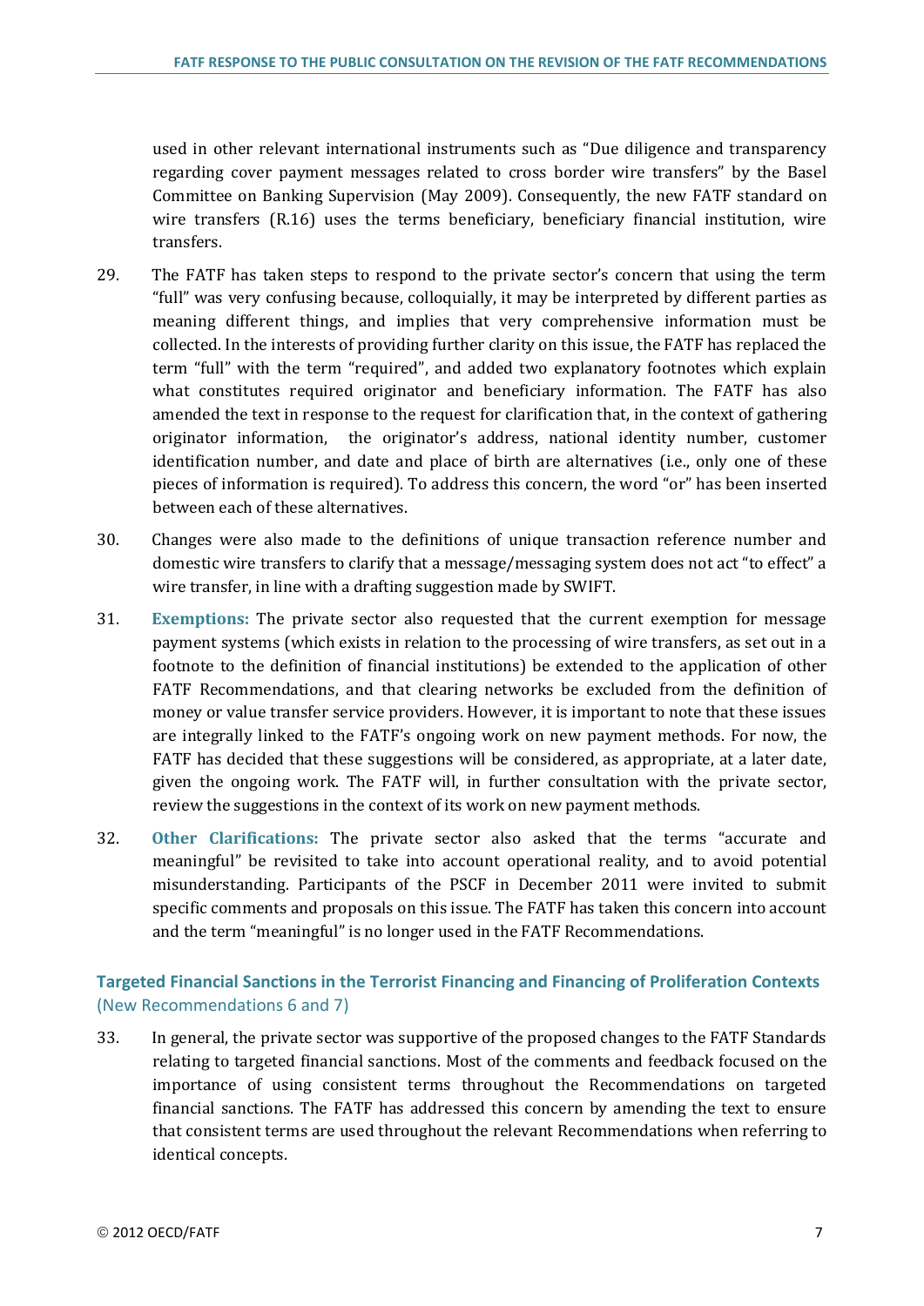used in other relevant international instruments such as "Due diligence and transparency regarding cover payment messages related to cross border wire transfers" by the Basel Committee on Banking Supervision (May 2009). Consequently, the new FATF standard on wire transfers (R.16) uses the terms beneficiary, beneficiary financial institution, wire transfers.

29. The FATF has taken steps to respond to the private sector's concern that using the term "full" was very confusing because, colloquially, it may be interpreted by different parties as meaning different things, and implies that very comprehensive information must be collected. In the interests of providing further clarity on this issue, the FATF has replaced the term "full" with the term "required", and added two explanatory footnotes which explain what constitutes required originator and beneficiary information. The FATF has also amended the text in response to the request for clarification that, in the context of gathering originator information, the originator's address, national identity number, customer identification number, and date and place of birth are alternatives (i.e., only one of these pieces of information is required). To address this concern, the word "or" has been inserted between each of these alternatives.

30. Changes were also made to the definitions of unique transaction reference number and domestic wire transfers to clarify that a message/messaging system does not act "to effect" a wire transfer, in line with a drafting suggestion made by SWIFT.

31. **Exemptions:** The private sector also requested that the current exemption for message payment systems (which exists in relation to the processing of wire transfers, as set out in a footnote to the definition of financial institutions) be extended to the application of other FATF Recommendations, and that clearing networks be excluded from the definition of money or value transfer service providers. However, it is important to note that these issues are integrally linked to the FATF's ongoing work on new payment methods. For now, the FATF has decided that these suggestions will be considered, as appropriate, at a later date, given the ongoing work. The FATF will, in further consultation with the private sector, review the suggestions in the context of its work on new payment methods.

32. **Other Clarifications:** The private sector also asked that the terms "accurate and meaningful" be revisited to take into account operational reality, and to avoid potential misunderstanding. Participants of the PSCF in December 2011 were invited to submit specific comments and proposals on this issue. The FATF has taken this concern into account and the term "meaningful" is no longer used in the FATF Recommendations.

### Targeted Financial Sanctions in the Terrorist Financing and Financing of Proliferation Contexts (New Recommendations 6 and 7)

33. In general, the private sector was supportive of the proposed changes to the FATF Standards relating to targeted financial sanctions. Most of the comments and feedback focused on the importance of using consistent terms throughout the Recommendations on targeted financial sanctions. The FATF has addressed this concern by amending the text to ensure that consistent terms are used throughout the relevant Recommendations when referring to identical concepts.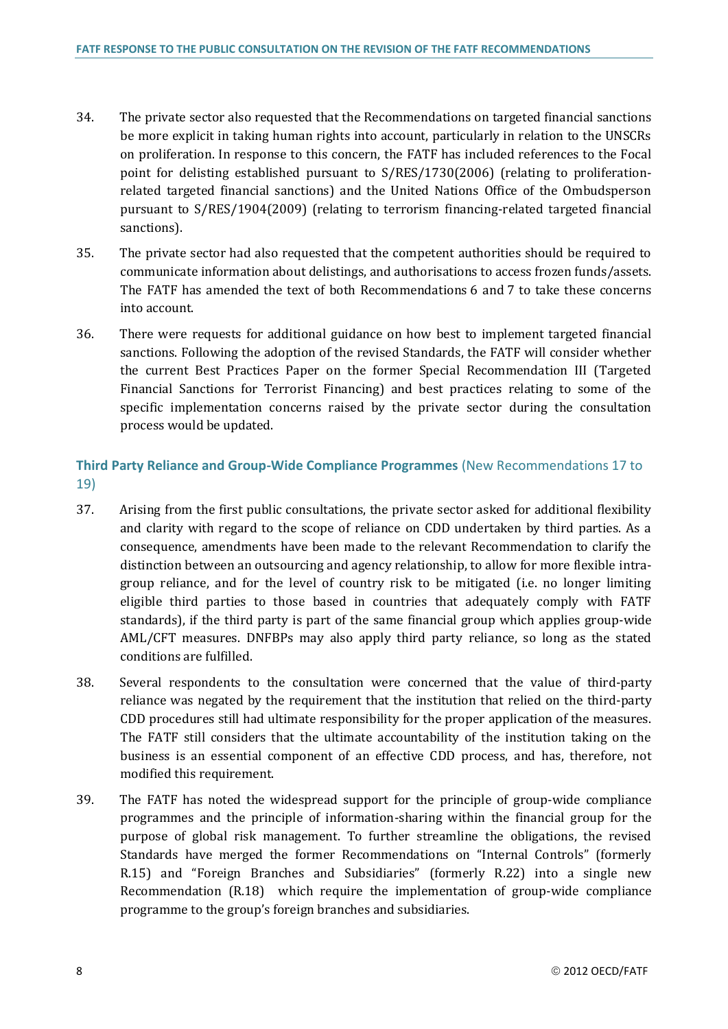34. The private sector also requested that the Recommendations on targeted financial sanctions be more explicit in taking human rights into account, particularly in relation to the UNSCRs on proliferation. In response to this concern, the FATF has included references to the Focal point for delisting established pursuant to S/RES/1730(2006) (relating to proliferation-related targeted financial sanctions) and the United Nations Office of the Ombudsperson pursuant to S/RES/1904(2009) (relating to terrorism financing-related targeted financial sanctions).

35. The private sector had also requested that the competent authorities should be required to communicate information about delistings, and authorisations to access frozen funds/assets. The FATF has amended the text of both Recommendations 6 and 7 to take these concerns into account.

36. There were requests for additional guidance on how best to implement targeted financial sanctions. Following the adoption of the revised Standards, the FATF will consider whether the current Best Practices Paper on the former Special Recommendation III (Targeted Financial Sanctions for Terrorist Financing) and best practices relating to some of the specific implementation concerns raised by the private sector during the consultation process would be updated.

### Third Party Reliance and Group-Wide Compliance Programmes (New Recommendations 17 to 19)

37. Arising from the first public consultations, the private sector asked for additional flexibility and clarity with regard to the scope of reliance on CDD undertaken by third parties. As a consequence, amendments have been made to the relevant Recommendation to clarify the distinction between an outsourcing and agency relationship, to allow for more flexible intra-group reliance, and for the level of country risk to be mitigated (i.e. no longer limiting eligible third parties to those based in countries that adequately comply with FATF standards), if the third party is part of the same financial group which applies group-wide AML/CFT measures. DNFBPs may also apply third party reliance, so long as the stated conditions are fulfilled.

38. Several respondents to the consultation were concerned that the value of third-party reliance was negated by the requirement that the institution that relied on the third-party CDD procedures still had ultimate responsibility for the proper application of the measures. The FATF still considers that the ultimate accountability of the institution taking on the business is an essential component of an effective CDD process, and has, therefore, not modified this requirement.

39. The FATF has noted the widespread support for the principle of group-wide compliance programmes and the principle of information-sharing within the financial group for the purpose of global risk management. To further streamline the obligations, the revised Standards have merged the former Recommendations on "Internal Controls" (formerly R.15) and "Foreign Branches and Subsidiaries" (formerly R.22) into a single new Recommendation (R.18) which require the implementation of group-wide compliance programme to the group's foreign branches and subsidiaries.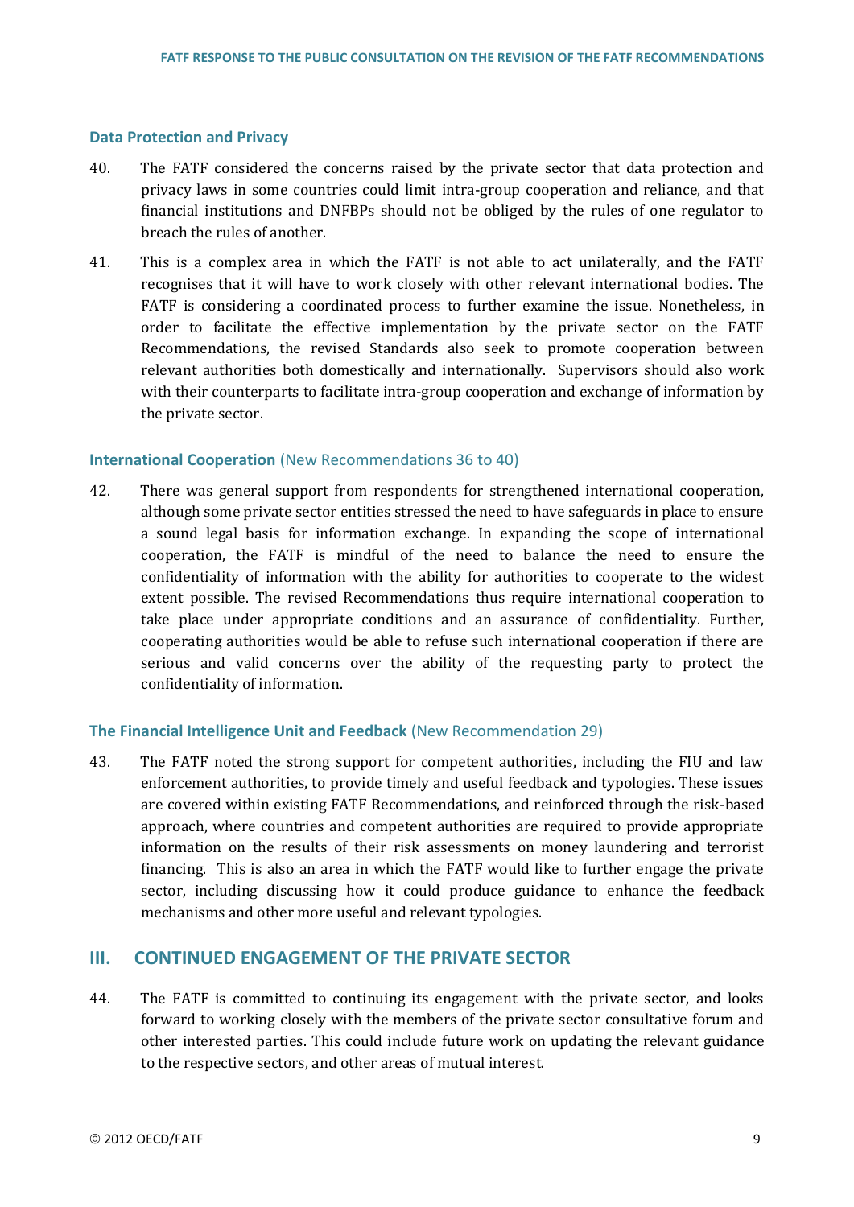### Data Protection and Privacy

40. The FATF considered the concerns raised by the private sector that data protection and privacy laws in some countries could limit intra-group cooperation and reliance, and that financial institutions and DNFBPs should not be obliged by the rules of one regulator to breach the rules of another.

41. This is a complex area in which the FATF is not able to act unilaterally, and the FATF recognises that it will have to work closely with other relevant international bodies. The FATF is considering a coordinated process to further examine the issue. Nonetheless, in order to facilitate the effective implementation by the private sector on the FATF Recommendations, the revised Standards also seek to promote cooperation between relevant authorities both domestically and internationally. Supervisors should also work with their counterparts to facilitate intra-group cooperation and exchange of information by the private sector.

### International Cooperation (New Recommendations 36 to 40)

42. There was general support from respondents for strengthened international cooperation, although some private sector entities stressed the need to have safeguards in place to ensure a sound legal basis for information exchange. In expanding the scope of international cooperation, the FATF is mindful of the need to balance the need to ensure the confidentiality of information with the ability for authorities to cooperate to the widest extent possible. The revised Recommendations thus require international cooperation to take place under appropriate conditions and an assurance of confidentiality. Further, cooperating authorities would be able to refuse such international cooperation if there are serious and valid concerns over the ability of the requesting party to protect the confidentiality of information.

### The Financial Intelligence Unit and Feedback (New Recommendation 29)

43. The FATF noted the strong support for competent authorities, including the FIU and law enforcement authorities, to provide timely and useful feedback and typologies. These issues are covered within existing FATF Recommendations, and reinforced through the risk-based approach, where countries and competent authorities are required to provide appropriate information on the results of their risk assessments on money laundering and terrorist financing. This is also an area in which the FATF would like to further engage the private sector, including discussing how it could produce guidance to enhance the feedback mechanisms and other more useful and relevant typologies.

## III. CONTINUED ENGAGEMENT OF THE PRIVATE SECTOR

44. The FATF is committed to continuing its engagement with the private sector, and looks forward to working closely with the members of the private sector consultative forum and other interested parties. This could include future work on updating the relevant guidance to the respective sectors, and other areas of mutual interest.